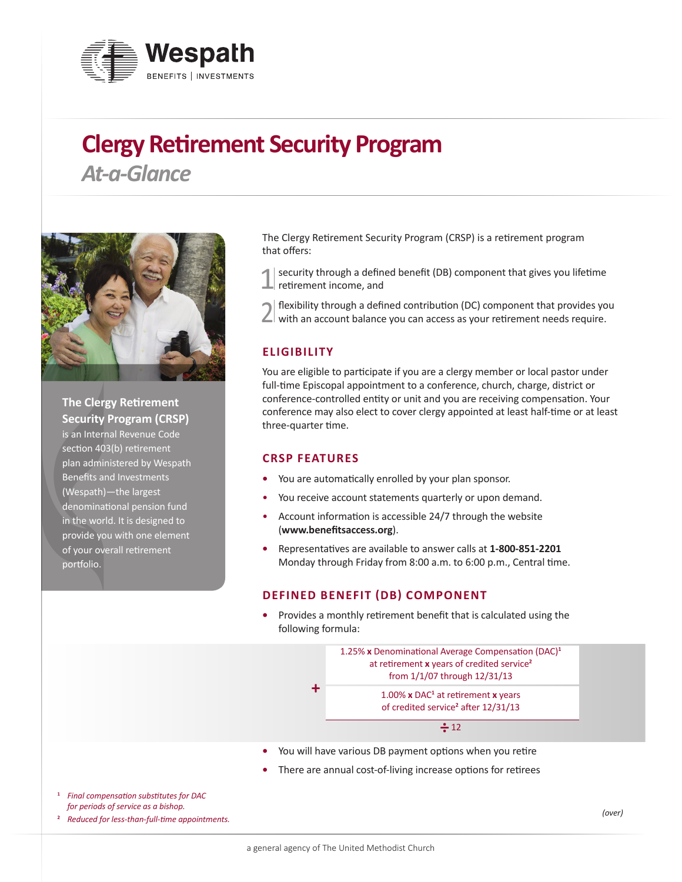# Wespath

BENEFITS | INVESTMENTS

# Clergy Retirement Security Program

## *At-a-Glance*

**The Clergy Retirement Security Program (CRSP)** is an Internal Revenue Code section 403(b) retirement plan administered by Wespath Benefits and Investments (Wespath)—the largest denominational pension fund in the world. It is designed to provide you with one element of your overall retirement portfolio.

The Clergy Retirement Security Program (CRSP) is a retirement program that offers:

1. security through a defined benefit (DB) component that gives you lifetime retirement income, and
2. flexibility through a defined contribution (DC) component that provides you with an account balance you can access as your retirement needs require.

### ELIGIBILITY

You are eligible to participate if you are a clergy member or local pastor under full-time Episcopal appointment to a conference, church, charge, district or conference-controlled entity or unit and you are receiving compensation. Your conference may also elect to cover clergy appointed at least half-time or at least three-quarter time.

### CRSP FEATURES

- You are automatically enrolled by your plan sponsor.
- You receive account statements quarterly or upon demand.
- Account information is accessible 24/7 through the website (**www.benefitsaccess.org**).
- Representatives are available to answer calls at **1-800-851-2201** Monday through Friday from 8:00 a.m. to 6:00 p.m., Central time.

### DEFINED BENEFIT (DB) COMPONENT

- Provides a monthly retirement benefit that is calculated using the following formula:

1.25% **x** Denominational Average Compensation (DAC)[1] at retirement **x** years of credited service[2] from 1/1/07 through 12/31/13

**+**

1.00% **x** DAC[1] at retirement **x** years of credited service[2] after 12/31/13

**÷** 12

- You will have various DB payment options when you retire
- There are annual cost-of-living increase options for retirees

[1] *Final compensation substitutes for DAC for periods of service as a bishop.*

[2] *Reduced for less-than-full-time appointments.*

*(over)*

a general agency of The United Methodist Church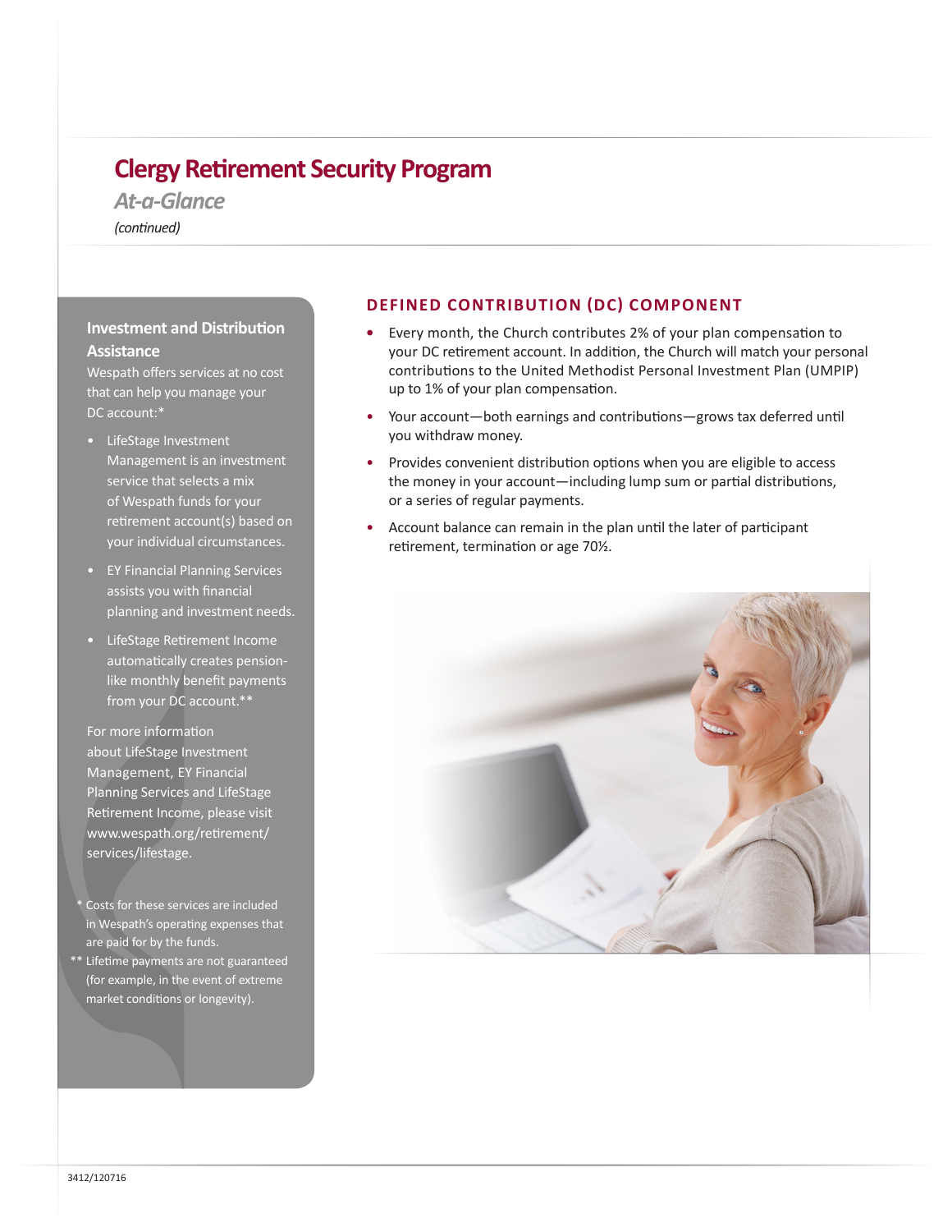# Clergy Retirement Security Program

*At-a-Glance*

*(continued)*

## DEFINED CONTRIBUTION (DC) COMPONENT

- Every month, the Church contributes 2% of your plan compensation to your DC retirement account. In addition, the Church will match your personal contributions to the United Methodist Personal Investment Plan (UMPIP) up to 1% of your plan compensation.
- Your account—both earnings and contributions—grows tax deferred until you withdraw money.
- Provides convenient distribution options when you are eligible to access the money in your account—including lump sum or partial distributions, or a series of regular payments.
- Account balance can remain in the plan until the later of participant retirement, termination or age 70½.

### Investment and Distribution Assistance

Wespath offers services at no cost that can help you manage your DC account:*

- LifeStage Investment Management is an investment service that selects a mix of Wespath funds for your retirement account(s) based on your individual circumstances.
- EY Financial Planning Services assists you with financial planning and investment needs.
- LifeStage Retirement Income automatically creates pension-like monthly benefit payments from your DC account.**

For more information about LifeStage Investment Management, EY Financial Planning Services and LifeStage Retirement Income, please visit www.wespath.org/retirement/services/lifestage.

\* Costs for these services are included in Wespath's operating expenses that are paid for by the funds.

\*\* Lifetime payments are not guaranteed (for example, in the event of extreme market conditions or longevity).

3412/120716